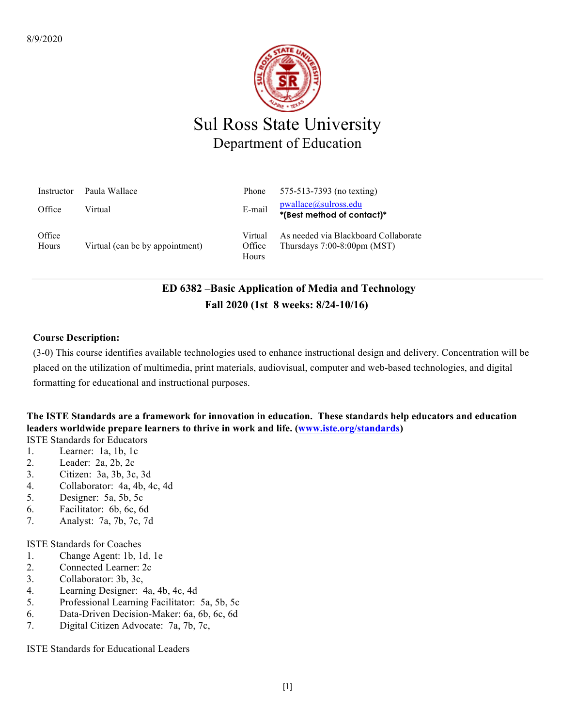8/9/2020

# Sul Ross State University

## Department of Education

| Instructor | Paula Wallace | Phone | 575-513-7393 (no texting) |
|---|---|---|---|
| Office | Virtual | E-mail | pwallace@sulross.edu **\*(Best method of contact)\*** |
| Office Hours | Virtual (can be by appointment) | Virtual Office Hours | As needed via Blackboard Collaborate Thursdays 7:00-8:00pm (MST) |

---

**ED 6382 –Basic Application of Media and Technology**

**Fall 2020 (1st 8 weeks: 8/24-10/16)**

**Course Description:**

(3-0) This course identifies available technologies used to enhance instructional design and delivery. Concentration will be placed on the utilization of multimedia, print materials, audiovisual, computer and web-based technologies, and digital formatting for educational and instructional purposes.

**The ISTE Standards are a framework for innovation in education. These standards help educators and education leaders worldwide prepare learners to thrive in work and life. (www.iste.org/standards)**

ISTE Standards for Educators

1. Learner: 1a, 1b, 1c
2. Leader: 2a, 2b, 2c
3. Citizen: 3a, 3b, 3c, 3d
4. Collaborator: 4a, 4b, 4c, 4d
5. Designer: 5a, 5b, 5c
6. Facilitator: 6b, 6c, 6d
7. Analyst: 7a, 7b, 7c, 7d

ISTE Standards for Coaches

1. Change Agent: 1b, 1d, 1e
2. Connected Learner: 2c
3. Collaborator: 3b, 3c,
4. Learning Designer: 4a, 4b, 4c, 4d
5. Professional Learning Facilitator: 5a, 5b, 5c
6. Data-Driven Decision-Maker: 6a, 6b, 6c, 6d
7. Digital Citizen Advocate: 7a, 7b, 7c,

ISTE Standards for Educational Leaders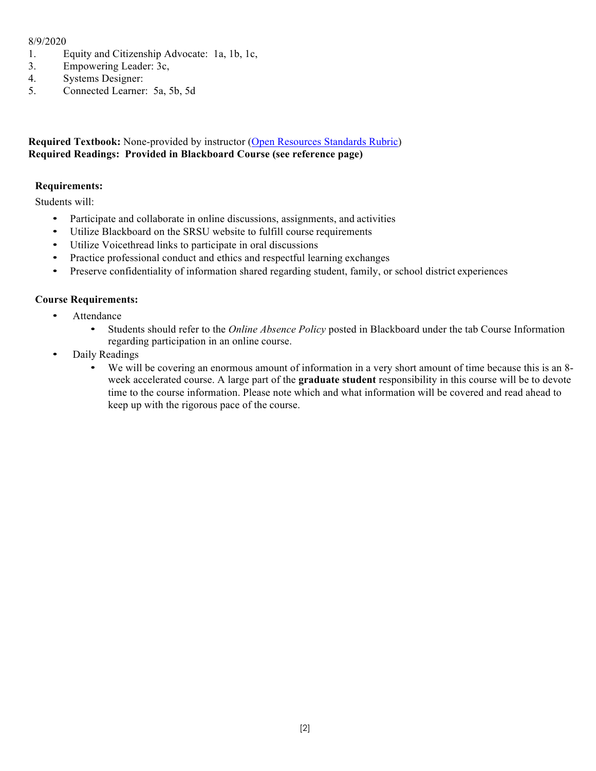8/9/2020

1. Equity and Citizenship Advocate: 1a, 1b, 1c,
3. Empowering Leader: 3c,
4. Systems Designer:
5. Connected Learner: 5a, 5b, 5d

**Required Textbook:** None-provided by instructor (Open Resources Standards Rubric)
**Required Readings: Provided in Blackboard Course (see reference page)**

**Requirements:**

Students will:

- Participate and collaborate in online discussions, assignments, and activities
- Utilize Blackboard on the SRSU website to fulfill course requirements
- Utilize Voicethread links to participate in oral discussions
- Practice professional conduct and ethics and respectful learning exchanges
- Preserve confidentiality of information shared regarding student, family, or school district experiences

**Course Requirements:**

- Attendance
  - Students should refer to the *Online Absence Policy* posted in Blackboard under the tab Course Information regarding participation in an online course.
- Daily Readings
  - We will be covering an enormous amount of information in a very short amount of time because this is an 8-week accelerated course. A large part of the **graduate student** responsibility in this course will be to devote time to the course information. Please note which and what information will be covered and read ahead to keep up with the rigorous pace of the course.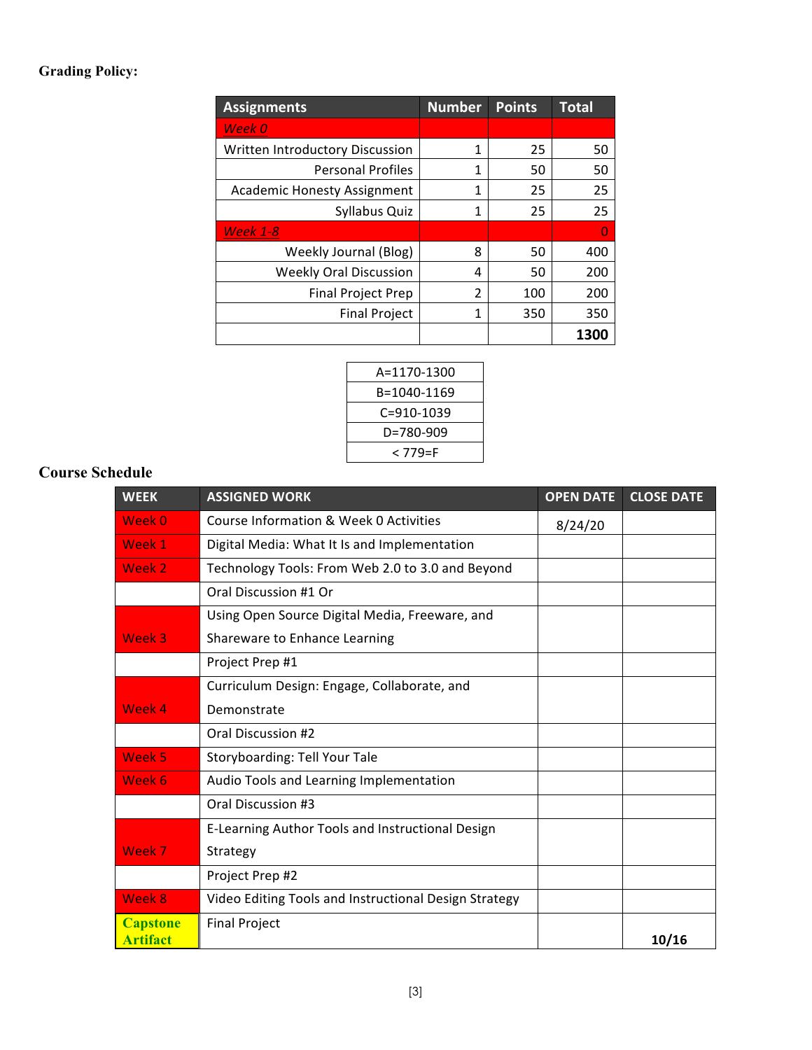**Grading Policy:**

| Assignments | Number | Points | Total |
|---|---|---|---|
| *Week 0* | | | |
| Written Introductory Discussion | 1 | 25 | 50 |
| Personal Profiles | 1 | 50 | 50 |
| Academic Honesty Assignment | 1 | 25 | 25 |
| Syllabus Quiz | 1 | 25 | 25 |
| *Week 1-8* | | | 0 |
| Weekly Journal (Blog) | 8 | 50 | 400 |
| Weekly Oral Discussion | 4 | 50 | 200 |
| Final Project Prep | 2 | 100 | 200 |
| Final Project | 1 | 350 | 350 |
| | | | **1300** |

| Grade |
|---|
| A=1170-1300 |
| B=1040-1169 |
| C=910-1039 |
| D=780-909 |
| < 779=F |

**Course Schedule**

| WEEK | ASSIGNED WORK | OPEN DATE | CLOSE DATE |
|---|---|---|---|
| Week 0 | Course Information & Week 0 Activities | 8/24/20 | |
| Week 1 | Digital Media: What It Is and Implementation | | |
| Week 2 | Technology Tools: From Web 2.0 to 3.0 and Beyond | | |
| | Oral Discussion #1 Or | | |
| Week 3 | Using Open Source Digital Media, Freeware, and Shareware to Enhance Learning | | |
| | Project Prep #1 | | |
| Week 4 | Curriculum Design: Engage, Collaborate, and Demonstrate | | |
| | Oral Discussion #2 | | |
| Week 5 | Storyboarding: Tell Your Tale | | |
| Week 6 | Audio Tools and Learning Implementation | | |
| | Oral Discussion #3 | | |
| Week 7 | E-Learning Author Tools and Instructional Design Strategy | | |
| | Project Prep #2 | | |
| Week 8 | Video Editing Tools and Instructional Design Strategy | | |
| **Capstone Artifact** | Final Project | | **10/16** |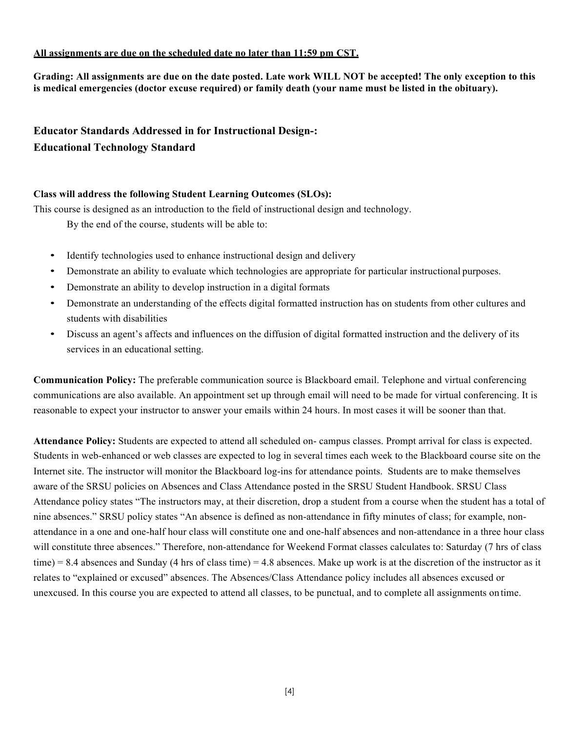**<u>All assignments are due on the scheduled date no later than 11:59 pm CST.</u>**

**Grading: All assignments are due on the date posted. Late work WILL NOT be accepted! The only exception to this is medical emergencies (doctor excuse required) or family death (your name must be listed in the obituary).**

### Educator Standards Addressed in for Instructional Design-:
### Educational Technology Standard

**Class will address the following Student Learning Outcomes (SLOs):**

This course is designed as an introduction to the field of instructional design and technology.

By the end of the course, students will be able to:

- Identify technologies used to enhance instructional design and delivery
- Demonstrate an ability to evaluate which technologies are appropriate for particular instructional purposes.
- Demonstrate an ability to develop instruction in a digital formats
- Demonstrate an understanding of the effects digital formatted instruction has on students from other cultures and students with disabilities
- Discuss an agent's affects and influences on the diffusion of digital formatted instruction and the delivery of its services in an educational setting.

**Communication Policy:** The preferable communication source is Blackboard email. Telephone and virtual conferencing communications are also available. An appointment set up through email will need to be made for virtual conferencing. It is reasonable to expect your instructor to answer your emails within 24 hours. In most cases it will be sooner than that.

**Attendance Policy:** Students are expected to attend all scheduled on- campus classes. Prompt arrival for class is expected. Students in web-enhanced or web classes are expected to log in several times each week to the Blackboard course site on the Internet site. The instructor will monitor the Blackboard log-ins for attendance points. Students are to make themselves aware of the SRSU policies on Absences and Class Attendance posted in the SRSU Student Handbook. SRSU Class Attendance policy states "The instructors may, at their discretion, drop a student from a course when the student has a total of nine absences." SRSU policy states "An absence is defined as non-attendance in fifty minutes of class; for example, non-attendance in a one and one-half hour class will constitute one and one-half absences and non-attendance in a three hour class will constitute three absences." Therefore, non-attendance for Weekend Format classes calculates to: Saturday (7 hrs of class time) = 8.4 absences and Sunday (4 hrs of class time) = 4.8 absences. Make up work is at the discretion of the instructor as it relates to "explained or excused" absences. The Absences/Class Attendance policy includes all absences excused or unexcused. In this course you are expected to attend all classes, to be punctual, and to complete all assignments on time.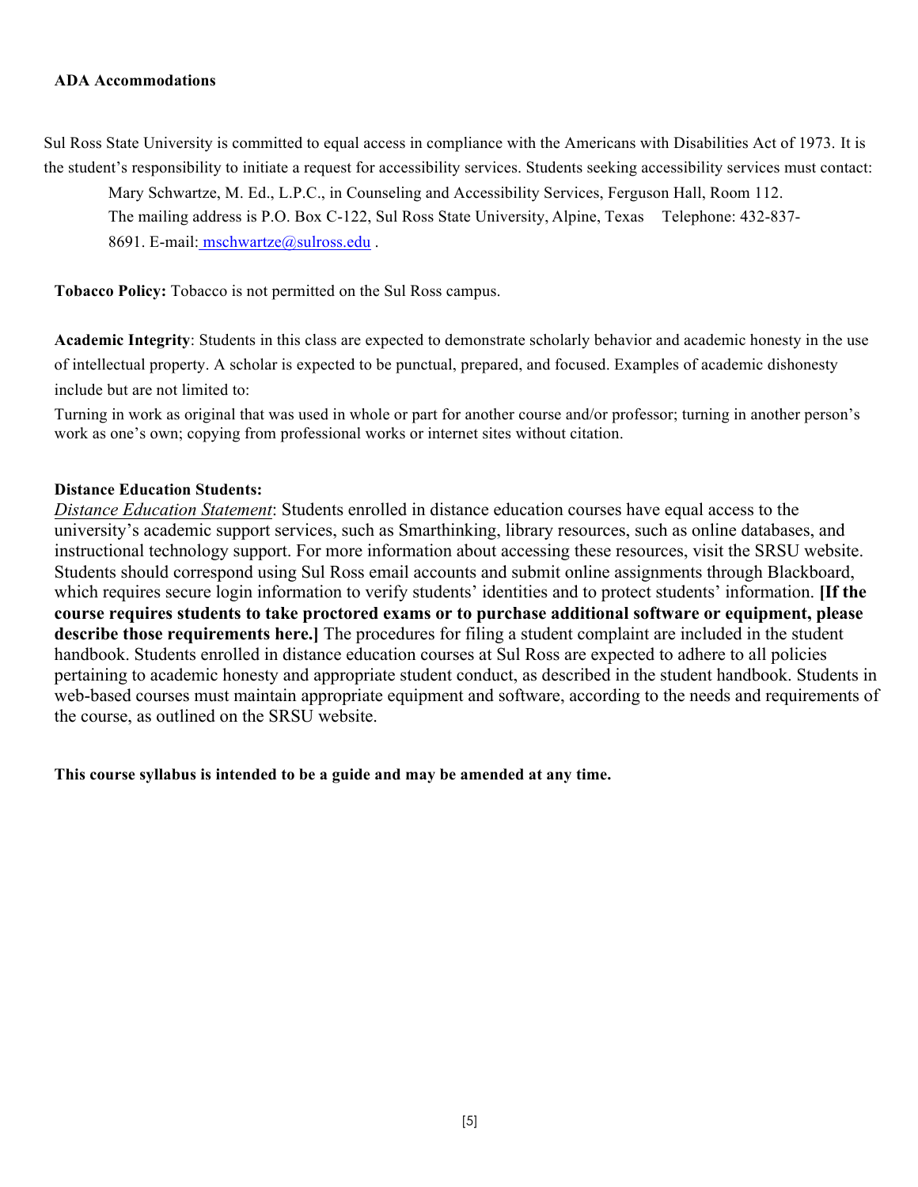**ADA Accommodations**

Sul Ross State University is committed to equal access in compliance with the Americans with Disabilities Act of 1973. It is the student's responsibility to initiate a request for accessibility services. Students seeking accessibility services must contact:

Mary Schwartze, M. Ed., L.P.C., in Counseling and Accessibility Services, Ferguson Hall, Room 112. The mailing address is P.O. Box C-122, Sul Ross State University, Alpine, Texas Telephone: 432-837-8691. E-mail: mschwartze@sulross.edu .

**Tobacco Policy:** Tobacco is not permitted on the Sul Ross campus.

**Academic Integrity**: Students in this class are expected to demonstrate scholarly behavior and academic honesty in the use of intellectual property. A scholar is expected to be punctual, prepared, and focused. Examples of academic dishonesty include but are not limited to:

Turning in work as original that was used in whole or part for another course and/or professor; turning in another person's work as one's own; copying from professional works or internet sites without citation.

**Distance Education Students:**

*Distance Education Statement*: Students enrolled in distance education courses have equal access to the university's academic support services, such as Smarthinking, library resources, such as online databases, and instructional technology support. For more information about accessing these resources, visit the SRSU website. Students should correspond using Sul Ross email accounts and submit online assignments through Blackboard, which requires secure login information to verify students' identities and to protect students' information. **[If the course requires students to take proctored exams or to purchase additional software or equipment, please describe those requirements here.]** The procedures for filing a student complaint are included in the student handbook. Students enrolled in distance education courses at Sul Ross are expected to adhere to all policies pertaining to academic honesty and appropriate student conduct, as described in the student handbook. Students in web-based courses must maintain appropriate equipment and software, according to the needs and requirements of the course, as outlined on the SRSU website.

**This course syllabus is intended to be a guide and may be amended at any time.**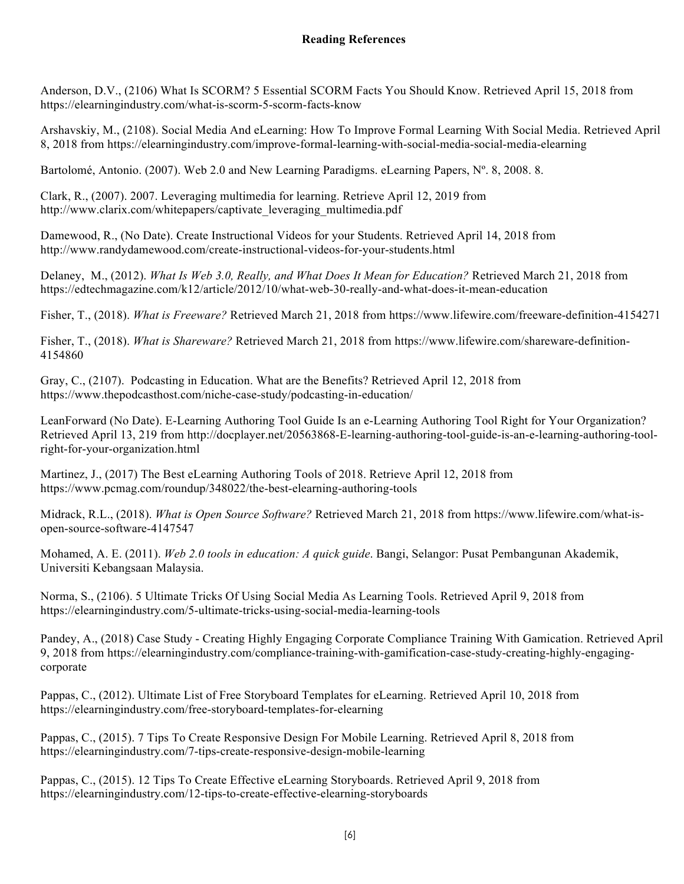## Reading References

Anderson, D.V., (2106) What Is SCORM? 5 Essential SCORM Facts You Should Know. Retrieved April 15, 2018 from https://elearningindustry.com/what-is-scorm-5-scorm-facts-know

Arshavskiy, M., (2108). Social Media And eLearning: How To Improve Formal Learning With Social Media. Retrieved April 8, 2018 from https://elearningindustry.com/improve-formal-learning-with-social-media-social-media-elearning

Bartolomé, Antonio. (2007). Web 2.0 and New Learning Paradigms. eLearning Papers, Nº. 8, 2008. 8.

Clark, R., (2007). 2007. Leveraging multimedia for learning. Retrieve April 12, 2019 from http://www.clarix.com/whitepapers/captivate_leveraging_multimedia.pdf

Damewood, R., (No Date). Create Instructional Videos for your Students. Retrieved April 14, 2018 from http://www.randydamewood.com/create-instructional-videos-for-your-students.html

Delaney, M., (2012). *What Is Web 3.0, Really, and What Does It Mean for Education?* Retrieved March 21, 2018 from https://edtechmagazine.com/k12/article/2012/10/what-web-30-really-and-what-does-it-mean-education

Fisher, T., (2018). *What is Freeware?* Retrieved March 21, 2018 from https://www.lifewire.com/freeware-definition-4154271

Fisher, T., (2018). *What is Shareware?* Retrieved March 21, 2018 from https://www.lifewire.com/shareware-definition-4154860

Gray, C., (2107). Podcasting in Education. What are the Benefits? Retrieved April 12, 2018 from https://www.thepodcasthost.com/niche-case-study/podcasting-in-education/

LeanForward (No Date). E-Learning Authoring Tool Guide Is an e-Learning Authoring Tool Right for Your Organization? Retrieved April 13, 219 from http://docplayer.net/20563868-E-learning-authoring-tool-guide-is-an-e-learning-authoring-tool-right-for-your-organization.html

Martinez, J., (2017) The Best eLearning Authoring Tools of 2018. Retrieve April 12, 2018 from https://www.pcmag.com/roundup/348022/the-best-elearning-authoring-tools

Midrack, R.L., (2018). *What is Open Source Software?* Retrieved March 21, 2018 from https://www.lifewire.com/what-is-open-source-software-4147547

Mohamed, A. E. (2011). *Web 2.0 tools in education: A quick guide*. Bangi, Selangor: Pusat Pembangunan Akademik, Universiti Kebangsaan Malaysia.

Norma, S., (2106). 5 Ultimate Tricks Of Using Social Media As Learning Tools. Retrieved April 9, 2018 from https://elearningindustry.com/5-ultimate-tricks-using-social-media-learning-tools

Pandey, A., (2018) Case Study - Creating Highly Engaging Corporate Compliance Training With Gamication. Retrieved April 9, 2018 from https://elearningindustry.com/compliance-training-with-gamification-case-study-creating-highly-engaging-corporate

Pappas, C., (2012). Ultimate List of Free Storyboard Templates for eLearning. Retrieved April 10, 2018 from https://elearningindustry.com/free-storyboard-templates-for-elearning

Pappas, C., (2015). 7 Tips To Create Responsive Design For Mobile Learning. Retrieved April 8, 2018 from https://elearningindustry.com/7-tips-create-responsive-design-mobile-learning

Pappas, C., (2015). 12 Tips To Create Effective eLearning Storyboards. Retrieved April 9, 2018 from https://elearningindustry.com/12-tips-to-create-effective-elearning-storyboards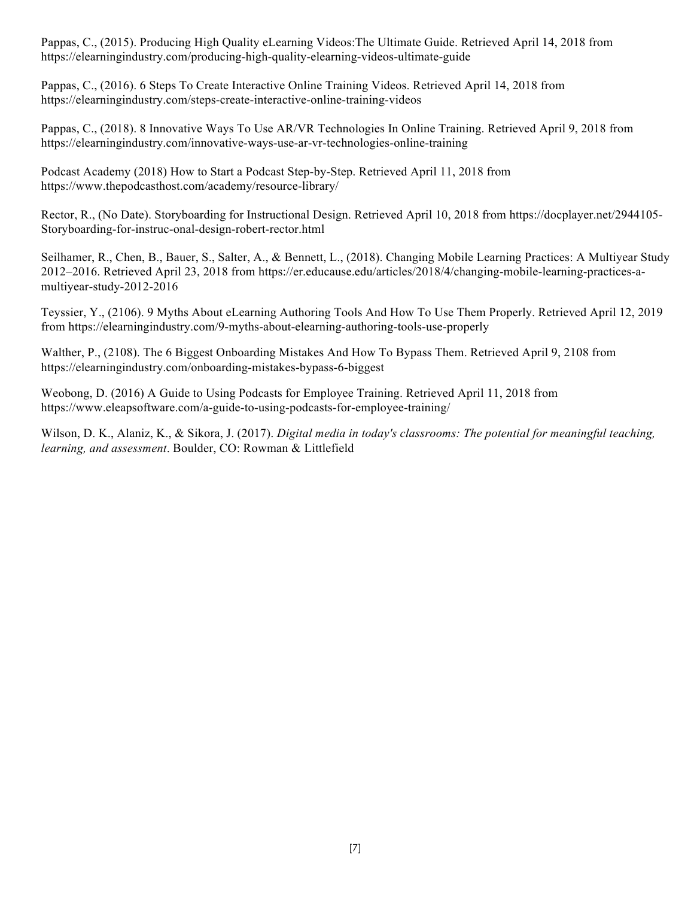Pappas, C., (2015). Producing High Quality eLearning Videos:The Ultimate Guide. Retrieved April 14, 2018 from https://elearningindustry.com/producing-high-quality-elearning-videos-ultimate-guide

Pappas, C., (2016). 6 Steps To Create Interactive Online Training Videos. Retrieved April 14, 2018 from https://elearningindustry.com/steps-create-interactive-online-training-videos

Pappas, C., (2018). 8 Innovative Ways To Use AR/VR Technologies In Online Training. Retrieved April 9, 2018 from https://elearningindustry.com/innovative-ways-use-ar-vr-technologies-online-training

Podcast Academy (2018) How to Start a Podcast Step-by-Step. Retrieved April 11, 2018 from https://www.thepodcasthost.com/academy/resource-library/

Rector, R., (No Date). Storyboarding for Instructional Design. Retrieved April 10, 2018 from https://docplayer.net/2944105-Storyboarding-for-instruc-onal-design-robert-rector.html

Seilhamer, R., Chen, B., Bauer, S., Salter, A., & Bennett, L., (2018). Changing Mobile Learning Practices: A Multiyear Study 2012–2016. Retrieved April 23, 2018 from https://er.educause.edu/articles/2018/4/changing-mobile-learning-practices-a-multiyear-study-2012-2016

Teyssier, Y., (2106). 9 Myths About eLearning Authoring Tools And How To Use Them Properly. Retrieved April 12, 2019 from https://elearningindustry.com/9-myths-about-elearning-authoring-tools-use-properly

Walther, P., (2108). The 6 Biggest Onboarding Mistakes And How To Bypass Them. Retrieved April 9, 2108 from https://elearningindustry.com/onboarding-mistakes-bypass-6-biggest

Weobong, D. (2016) A Guide to Using Podcasts for Employee Training. Retrieved April 11, 2018 from https://www.eleapsoftware.com/a-guide-to-using-podcasts-for-employee-training/

Wilson, D. K., Alaniz, K., & Sikora, J. (2017). *Digital media in today's classrooms: The potential for meaningful teaching, learning, and assessment*. Boulder, CO: Rowman & Littlefield